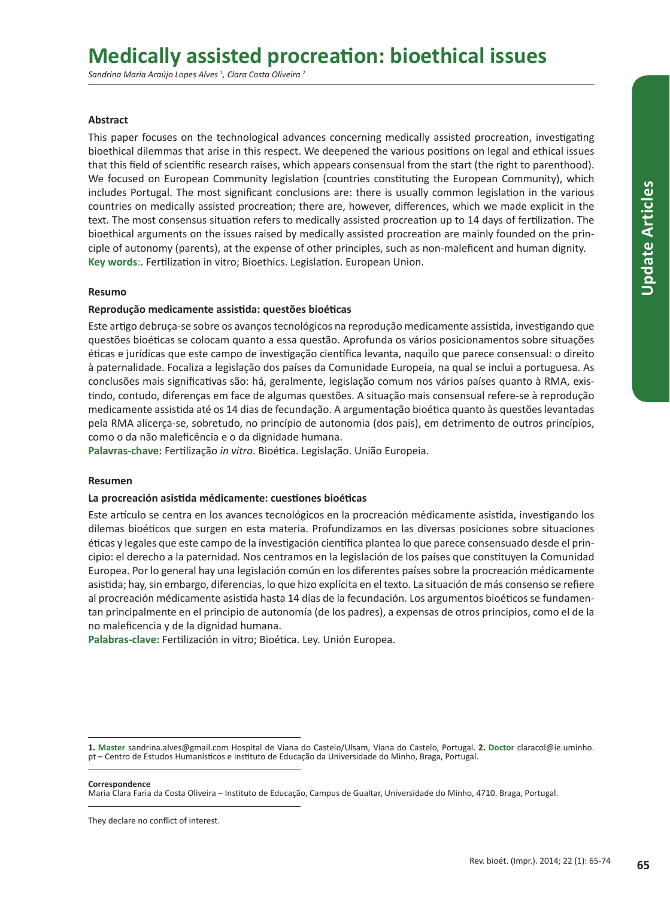# Medically assisted procreation: bioethical issues

*Sandrina Maria Araújo Lopes Alves* [1], *Clara Costa Oliveira* [2]

**Abstract**

This paper focuses on the technological advances concerning medically assisted procreation, investigating bioethical dilemmas that arise in this respect. We deepened the various positions on legal and ethical issues that this field of scientific research raises, which appears consensual from the start (the right to parenthood). We focused on European Community legislation (countries constituting the European Community), which includes Portugal. The most significant conclusions are: there is usually common legislation in the various countries on medically assisted procreation; there are, however, differences, which we made explicit in the text. The most consensus situation refers to medically assisted procreation up to 14 days of fertilization. The bioethical arguments on the issues raised by medically assisted procreation are mainly founded on the principle of autonomy (parents), at the expense of other principles, such as non-maleficent and human dignity.

**Key words**:. Fertilization in vitro; Bioethics. Legislation. European Union.

**Resumo**

**Reprodução medicamente assistida: questões bioéticas**

Este artigo debruça-se sobre os avanços tecnológicos na reprodução medicamente assistida, investigando que questões bioéticas se colocam quanto a essa questão. Aprofunda os vários posicionamentos sobre situações éticas e jurídicas que este campo de investigação científica levanta, naquilo que parece consensual: o direito à paternalidade. Focaliza a legislação dos países da Comunidade Europeia, na qual se inclui a portuguesa. As conclusões mais significativas são: há, geralmente, legislação comum nos vários países quanto à RMA, existindo, contudo, diferenças em face de algumas questões. A situação mais consensual refere-se à reprodução medicamente assistida até os 14 dias de fecundação. A argumentação bioética quanto às questões levantadas pela RMA alicerça-se, sobretudo, no princípio de autonomia (dos pais), em detrimento de outros princípios, como o da não maleficência e o da dignidade humana.

**Palavras-chave:** Fertilização *in vitro*. Bioética. Legislação. União Europeia.

**Resumen**

**La procreación asistida médicamente: cuestiones bioéticas**

Este artículo se centra en los avances tecnológicos en la procreación médicamente asistida, investigando los dilemas bioéticos que surgen en esta materia. Profundizamos en las diversas posiciones sobre situaciones éticas y legales que este campo de la investigación científica plantea lo que parece consensuado desde el principio: el derecho a la paternidad. Nos centramos en la legislación de los países que constituyen la Comunidad Europea. Por lo general hay una legislación común en los diferentes países sobre la procreación médicamente asistida; hay, sin embargo, diferencias, lo que hizo explícita en el texto. La situación de más consenso se refiere al procreación médicamente asistida hasta 14 días de la fecundación. Los argumentos bioéticos se fundamentan principalmente en el principio de autonomía (de los padres), a expensas de otros principios, como el de la no maleficencia y de la dignidad humana.

**Palabras-clave:** Fertilización in vitro; Bioética. Ley. Unión Europea.

**1. Master** sandrina.alves@gmail.com Hospital de Viana do Castelo/Ulsam, Viana do Castelo, Portugal. **2. Doctor** claracol@ie.uminho.pt – Centro de Estudos Humanísticos e Instituto de Educação da Universidade do Minho, Braga, Portugal.

**Correspondence**

Maria Clara Faria da Costa Oliveira – Instituto de Educação, Campus de Gualtar, Universidade do Minho, 4710. Braga, Portugal.

They declare no conflict of interest.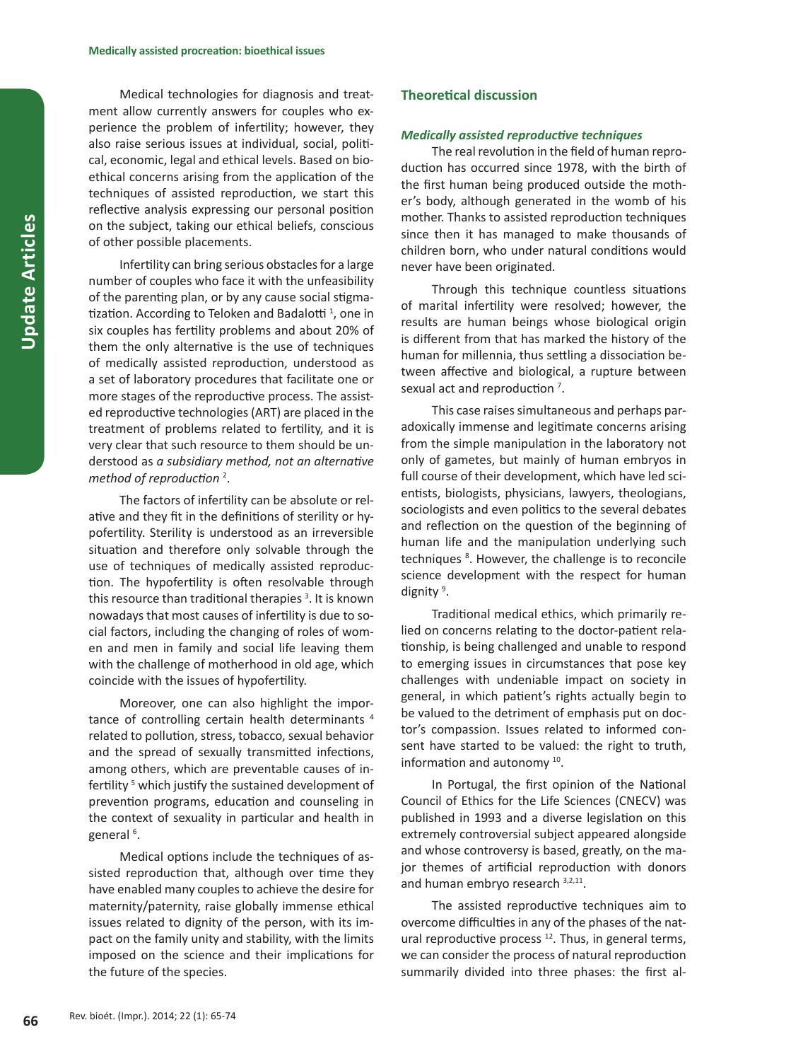Medical technologies for diagnosis and treatment allow currently answers for couples who experience the problem of infertility; however, they also raise serious issues at individual, social, political, economic, legal and ethical levels. Based on bioethical concerns arising from the application of the techniques of assisted reproduction, we start this reflective analysis expressing our personal position on the subject, taking our ethical beliefs, conscious of other possible placements.

Infertility can bring serious obstacles for a large number of couples who face it with the unfeasibility of the parenting plan, or by any cause social stigmatization. According to Teloken and Badalotti [1], one in six couples has fertility problems and about 20% of them the only alternative is the use of techniques of medically assisted reproduction, understood as a set of laboratory procedures that facilitate one or more stages of the reproductive process. The assisted reproductive technologies (ART) are placed in the treatment of problems related to fertility, and it is very clear that such resource to them should be understood as *a subsidiary method, not an alternative method of reproduction* [2].

The factors of infertility can be absolute or relative and they fit in the definitions of sterility or hypofertility. Sterility is understood as an irreversible situation and therefore only solvable through the use of techniques of medically assisted reproduction. The hypofertility is often resolvable through this resource than traditional therapies [3]. It is known nowadays that most causes of infertility is due to social factors, including the changing of roles of women and men in family and social life leaving them with the challenge of motherhood in old age, which coincide with the issues of hypofertility.

Moreover, one can also highlight the importance of controlling certain health determinants [4] related to pollution, stress, tobacco, sexual behavior and the spread of sexually transmitted infections, among others, which are preventable causes of infertility [5] which justify the sustained development of prevention programs, education and counseling in the context of sexuality in particular and health in general [6].

Medical options include the techniques of assisted reproduction that, although over time they have enabled many couples to achieve the desire for maternity/paternity, raise globally immense ethical issues related to dignity of the person, with its impact on the family unity and stability, with the limits imposed on the science and their implications for the future of the species.

## Theoretical discussion

### *Medically assisted reproductive techniques*

The real revolution in the field of human reproduction has occurred since 1978, with the birth of the first human being produced outside the mother's body, although generated in the womb of his mother. Thanks to assisted reproduction techniques since then it has managed to make thousands of children born, who under natural conditions would never have been originated.

Through this technique countless situations of marital infertility were resolved; however, the results are human beings whose biological origin is different from that has marked the history of the human for millennia, thus settling a dissociation between affective and biological, a rupture between sexual act and reproduction [7].

This case raises simultaneous and perhaps paradoxically immense and legitimate concerns arising from the simple manipulation in the laboratory not only of gametes, but mainly of human embryos in full course of their development, which have led scientists, biologists, physicians, lawyers, theologians, sociologists and even politics to the several debates and reflection on the question of the beginning of human life and the manipulation underlying such techniques [8]. However, the challenge is to reconcile science development with the respect for human dignity [9].

Traditional medical ethics, which primarily relied on concerns relating to the doctor-patient relationship, is being challenged and unable to respond to emerging issues in circumstances that pose key challenges with undeniable impact on society in general, in which patient's rights actually begin to be valued to the detriment of emphasis put on doctor's compassion. Issues related to informed consent have started to be valued: the right to truth, information and autonomy [10].

In Portugal, the first opinion of the National Council of Ethics for the Life Sciences (CNECV) was published in 1993 and a diverse legislation on this extremely controversial subject appeared alongside and whose controversy is based, greatly, on the major themes of artificial reproduction with donors and human embryo research [3,2,11].

The assisted reproductive techniques aim to overcome difficulties in any of the phases of the natural reproductive process [12]. Thus, in general terms, we can consider the process of natural reproduction summarily divided into three phases: the first al-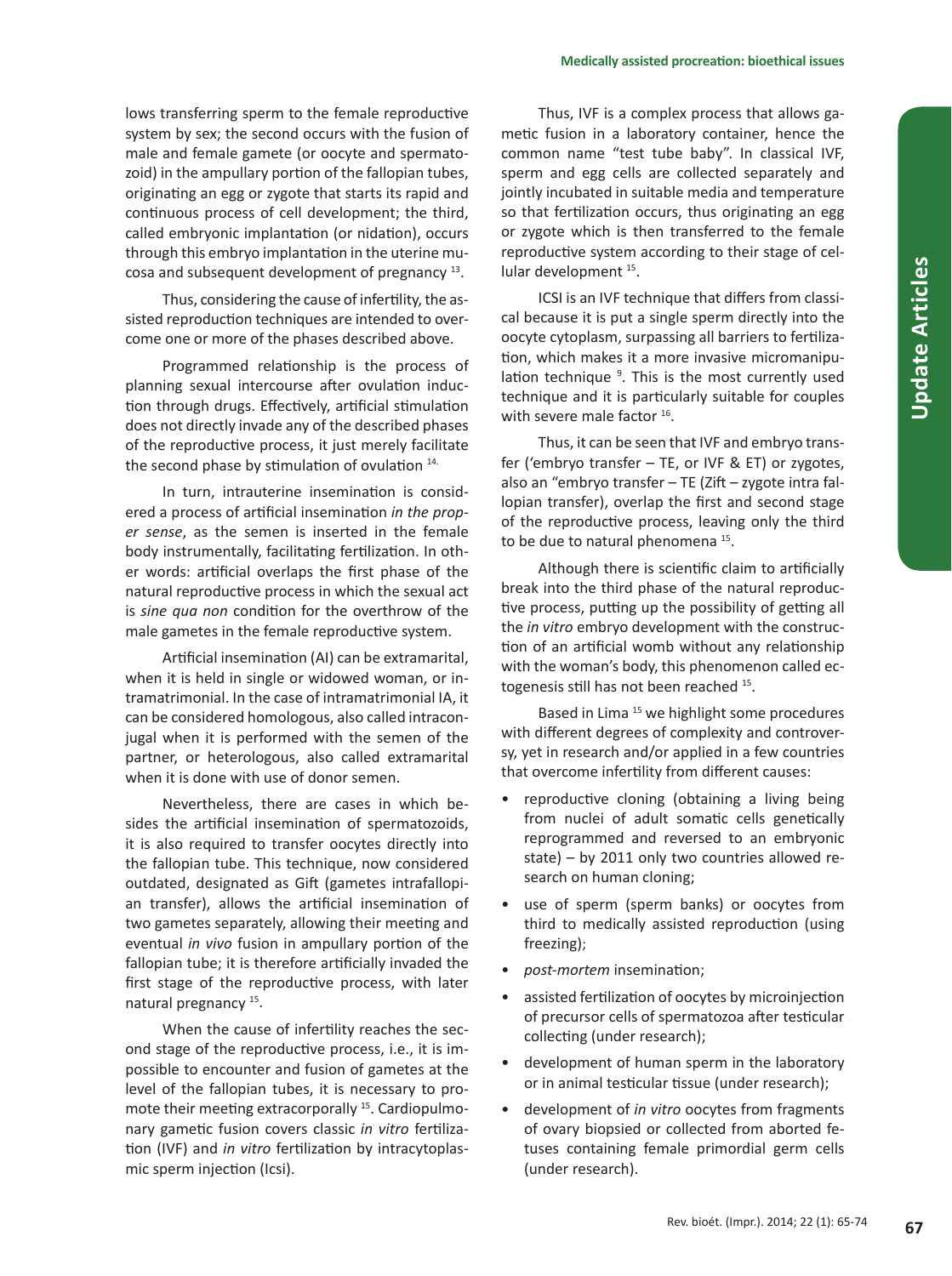lows transferring sperm to the female reproductive system by sex; the second occurs with the fusion of male and female gamete (or oocyte and spermatozoid) in the ampullary portion of the fallopian tubes, originating an egg or zygote that starts its rapid and continuous process of cell development; the third, called embryonic implantation (or nidation), occurs through this embryo implantation in the uterine mucosa and subsequent development of pregnancy [13].

Thus, considering the cause of infertility, the assisted reproduction techniques are intended to overcome one or more of the phases described above.

Programmed relationship is the process of planning sexual intercourse after ovulation induction through drugs. Effectively, artificial stimulation does not directly invade any of the described phases of the reproductive process, it just merely facilitate the second phase by stimulation of ovulation [14].

In turn, intrauterine insemination is considered a process of artificial insemination *in the proper sense*, as the semen is inserted in the female body instrumentally, facilitating fertilization. In other words: artificial overlaps the first phase of the natural reproductive process in which the sexual act is *sine qua non* condition for the overthrow of the male gametes in the female reproductive system.

Artificial insemination (AI) can be extramarital, when it is held in single or widowed woman, or intramatrimonial. In the case of intramatrimonial IA, it can be considered homologous, also called intraconjugal when it is performed with the semen of the partner, or heterologous, also called extramarital when it is done with use of donor semen.

Nevertheless, there are cases in which besides the artificial insemination of spermatozoids, it is also required to transfer oocytes directly into the fallopian tube. This technique, now considered outdated, designated as Gift (gametes intrafallopian transfer), allows the artificial insemination of two gametes separately, allowing their meeting and eventual *in vivo* fusion in ampullary portion of the fallopian tube; it is therefore artificially invaded the first stage of the reproductive process, with later natural pregnancy [15].

When the cause of infertility reaches the second stage of the reproductive process, i.e., it is impossible to encounter and fusion of gametes at the level of the fallopian tubes, it is necessary to promote their meeting extracorporally [15]. Cardiopulmonary gametic fusion covers classic *in vitro* fertilization (IVF) and *in vitro* fertilization by intracytoplasmic sperm injection (Icsi).

Thus, IVF is a complex process that allows gametic fusion in a laboratory container, hence the common name "test tube baby". In classical IVF, sperm and egg cells are collected separately and jointly incubated in suitable media and temperature so that fertilization occurs, thus originating an egg or zygote which is then transferred to the female reproductive system according to their stage of cellular development [15].

ICSI is an IVF technique that differs from classical because it is put a single sperm directly into the oocyte cytoplasm, surpassing all barriers to fertilization, which makes it a more invasive micromanipulation technique [9]. This is the most currently used technique and it is particularly suitable for couples with severe male factor [16].

Thus, it can be seen that IVF and embryo transfer ('embryo transfer – TE, or IVF & ET) or zygotes, also an "embryo transfer – TE (Zift – zygote intra fallopian transfer), overlap the first and second stage of the reproductive process, leaving only the third to be due to natural phenomena [15].

Although there is scientific claim to artificially break into the third phase of the natural reproductive process, putting up the possibility of getting all the *in vitro* embryo development with the construction of an artificial womb without any relationship with the woman's body, this phenomenon called ectogenesis still has not been reached [15].

Based in Lima [15] we highlight some procedures with different degrees of complexity and controversy, yet in research and/or applied in a few countries that overcome infertility from different causes:

- reproductive cloning (obtaining a living being from nuclei of adult somatic cells genetically reprogrammed and reversed to an embryonic state) – by 2011 only two countries allowed research on human cloning;
- use of sperm (sperm banks) or oocytes from third to medically assisted reproduction (using freezing);
- *post-mortem* insemination;
- assisted fertilization of oocytes by microinjection of precursor cells of spermatozoa after testicular collecting (under research);
- development of human sperm in the laboratory or in animal testicular tissue (under research);
- development of *in vitro* oocytes from fragments of ovary biopsied or collected from aborted fetuses containing female primordial germ cells (under research).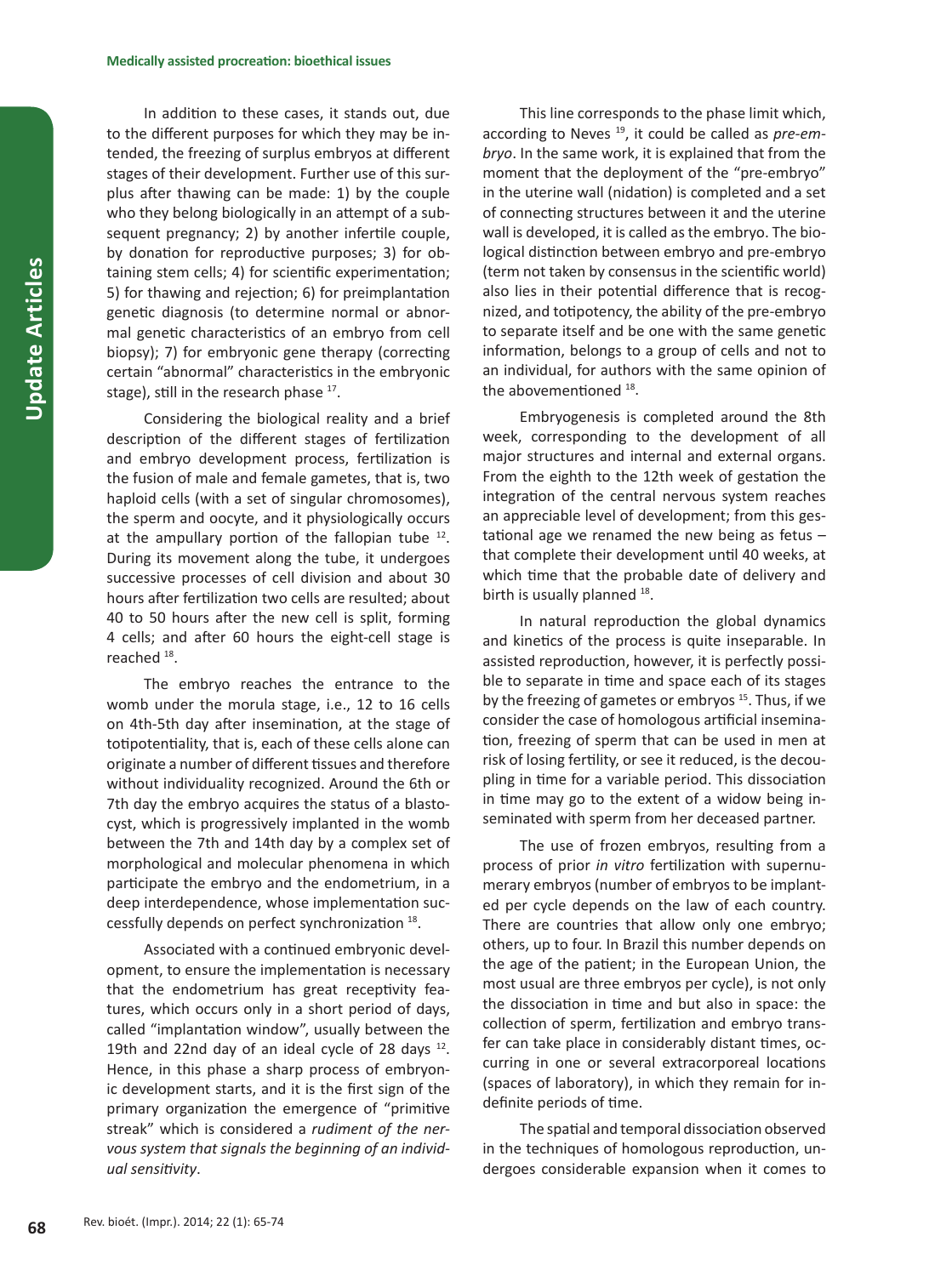In addition to these cases, it stands out, due to the different purposes for which they may be intended, the freezing of surplus embryos at different stages of their development. Further use of this surplus after thawing can be made: 1) by the couple who they belong biologically in an attempt of a subsequent pregnancy; 2) by another infertile couple, by donation for reproductive purposes; 3) for obtaining stem cells; 4) for scientific experimentation; 5) for thawing and rejection; 6) for preimplantation genetic diagnosis (to determine normal or abnormal genetic characteristics of an embryo from cell biopsy); 7) for embryonic gene therapy (correcting certain "abnormal" characteristics in the embryonic stage), still in the research phase [17].

Considering the biological reality and a brief description of the different stages of fertilization and embryo development process, fertilization is the fusion of male and female gametes, that is, two haploid cells (with a set of singular chromosomes), the sperm and oocyte, and it physiologically occurs at the ampullary portion of the fallopian tube [12]. During its movement along the tube, it undergoes successive processes of cell division and about 30 hours after fertilization two cells are resulted; about 40 to 50 hours after the new cell is split, forming 4 cells; and after 60 hours the eight-cell stage is reached [18].

The embryo reaches the entrance to the womb under the morula stage, i.e., 12 to 16 cells on 4th-5th day after insemination, at the stage of totipotentiality, that is, each of these cells alone can originate a number of different tissues and therefore without individuality recognized. Around the 6th or 7th day the embryo acquires the status of a blastocyst, which is progressively implanted in the womb between the 7th and 14th day by a complex set of morphological and molecular phenomena in which participate the embryo and the endometrium, in a deep interdependence, whose implementation successfully depends on perfect synchronization [18].

Associated with a continued embryonic development, to ensure the implementation is necessary that the endometrium has great receptivity features, which occurs only in a short period of days, called "implantation window", usually between the 19th and 22nd day of an ideal cycle of 28 days [12]. Hence, in this phase a sharp process of embryonic development starts, and it is the first sign of the primary organization the emergence of "primitive streak" which is considered a *rudiment of the nervous system that signals the beginning of an individual sensitivity*.

This line corresponds to the phase limit which, according to Neves [19], it could be called as *pre-embryo*. In the same work, it is explained that from the moment that the deployment of the "pre-embryo" in the uterine wall (nidation) is completed and a set of connecting structures between it and the uterine wall is developed, it is called as the embryo. The biological distinction between embryo and pre-embryo (term not taken by consensus in the scientific world) also lies in their potential difference that is recognized, and totipotency, the ability of the pre-embryo to separate itself and be one with the same genetic information, belongs to a group of cells and not to an individual, for authors with the same opinion of the abovementioned [18].

Embryogenesis is completed around the 8th week, corresponding to the development of all major structures and internal and external organs. From the eighth to the 12th week of gestation the integration of the central nervous system reaches an appreciable level of development; from this gestational age we renamed the new being as fetus – that complete their development until 40 weeks, at which time that the probable date of delivery and birth is usually planned [18].

In natural reproduction the global dynamics and kinetics of the process is quite inseparable. In assisted reproduction, however, it is perfectly possible to separate in time and space each of its stages by the freezing of gametes or embryos [15]. Thus, if we consider the case of homologous artificial insemination, freezing of sperm that can be used in men at risk of losing fertility, or see it reduced, is the decoupling in time for a variable period. This dissociation in time may go to the extent of a widow being inseminated with sperm from her deceased partner.

The use of frozen embryos, resulting from a process of prior *in vitro* fertilization with supernumerary embryos (number of embryos to be implanted per cycle depends on the law of each country. There are countries that allow only one embryo; others, up to four. In Brazil this number depends on the age of the patient; in the European Union, the most usual are three embryos per cycle), is not only the dissociation in time and but also in space: the collection of sperm, fertilization and embryo transfer can take place in considerably distant times, occurring in one or several extracorporeal locations (spaces of laboratory), in which they remain for indefinite periods of time.

The spatial and temporal dissociation observed in the techniques of homologous reproduction, undergoes considerable expansion when it comes to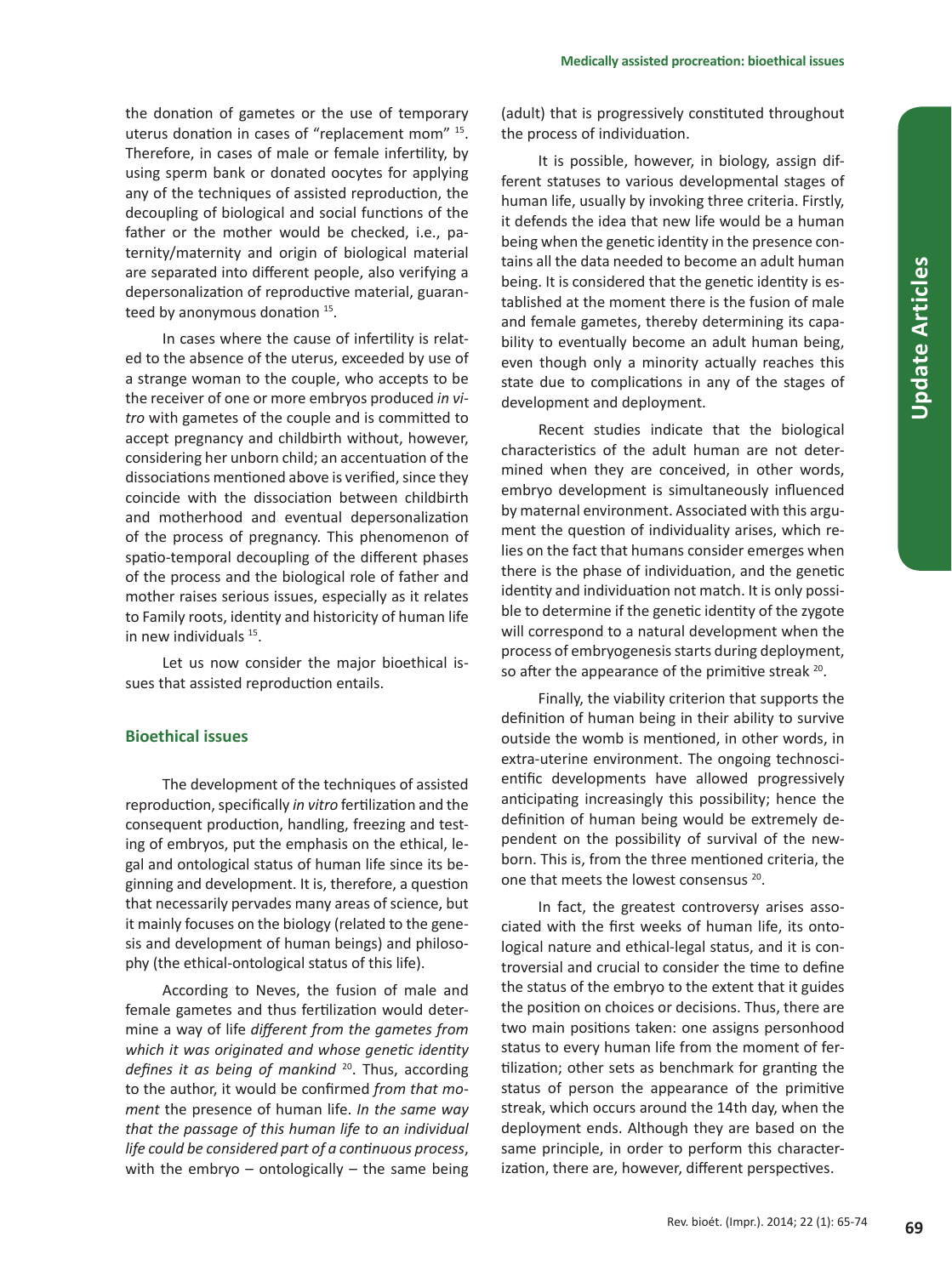the donation of gametes or the use of temporary uterus donation in cases of "replacement mom" [15]. Therefore, in cases of male or female infertility, by using sperm bank or donated oocytes for applying any of the techniques of assisted reproduction, the decoupling of biological and social functions of the father or the mother would be checked, i.e., paternity/maternity and origin of biological material are separated into different people, also verifying a depersonalization of reproductive material, guaranteed by anonymous donation [15].

In cases where the cause of infertility is related to the absence of the uterus, exceeded by use of a strange woman to the couple, who accepts to be the receiver of one or more embryos produced *in vitro* with gametes of the couple and is committed to accept pregnancy and childbirth without, however, considering her unborn child; an accentuation of the dissociations mentioned above is verified, since they coincide with the dissociation between childbirth and motherhood and eventual depersonalization of the process of pregnancy. This phenomenon of spatio-temporal decoupling of the different phases of the process and the biological role of father and mother raises serious issues, especially as it relates to Family roots, identity and historicity of human life in new individuals [15].

Let us now consider the major bioethical issues that assisted reproduction entails.

## Bioethical issues

The development of the techniques of assisted reproduction, specifically *in vitro* fertilization and the consequent production, handling, freezing and testing of embryos, put the emphasis on the ethical, legal and ontological status of human life since its beginning and development. It is, therefore, a question that necessarily pervades many areas of science, but it mainly focuses on the biology (related to the genesis and development of human beings) and philosophy (the ethical-ontological status of this life).

According to Neves, the fusion of male and female gametes and thus fertilization would determine a way of life *different from the gametes from which it was originated and whose genetic identity defines it as being of mankind* [20]. Thus, according to the author, it would be confirmed *from that moment* the presence of human life. *In the same way that the passage of this human life to an individual life could be considered part of a continuous process*, with the embryo – ontologically – the same being (adult) that is progressively constituted throughout the process of individuation.

It is possible, however, in biology, assign different statuses to various developmental stages of human life, usually by invoking three criteria. Firstly, it defends the idea that new life would be a human being when the genetic identity in the presence contains all the data needed to become an adult human being. It is considered that the genetic identity is established at the moment there is the fusion of male and female gametes, thereby determining its capability to eventually become an adult human being, even though only a minority actually reaches this state due to complications in any of the stages of development and deployment.

Recent studies indicate that the biological characteristics of the adult human are not determined when they are conceived, in other words, embryo development is simultaneously influenced by maternal environment. Associated with this argument the question of individuality arises, which relies on the fact that humans consider emerges when there is the phase of individuation, and the genetic identity and individuation not match. It is only possible to determine if the genetic identity of the zygote will correspond to a natural development when the process of embryogenesis starts during deployment, so after the appearance of the primitive streak [20].

Finally, the viability criterion that supports the definition of human being in their ability to survive outside the womb is mentioned, in other words, in extra-uterine environment. The ongoing technoscientific developments have allowed progressively anticipating increasingly this possibility; hence the definition of human being would be extremely dependent on the possibility of survival of the newborn. This is, from the three mentioned criteria, the one that meets the lowest consensus [20].

In fact, the greatest controversy arises associated with the first weeks of human life, its ontological nature and ethical-legal status, and it is controversial and crucial to consider the time to define the status of the embryo to the extent that it guides the position on choices or decisions. Thus, there are two main positions taken: one assigns personhood status to every human life from the moment of fertilization; other sets as benchmark for granting the status of person the appearance of the primitive streak, which occurs around the 14th day, when the deployment ends. Although they are based on the same principle, in order to perform this characterization, there are, however, different perspectives.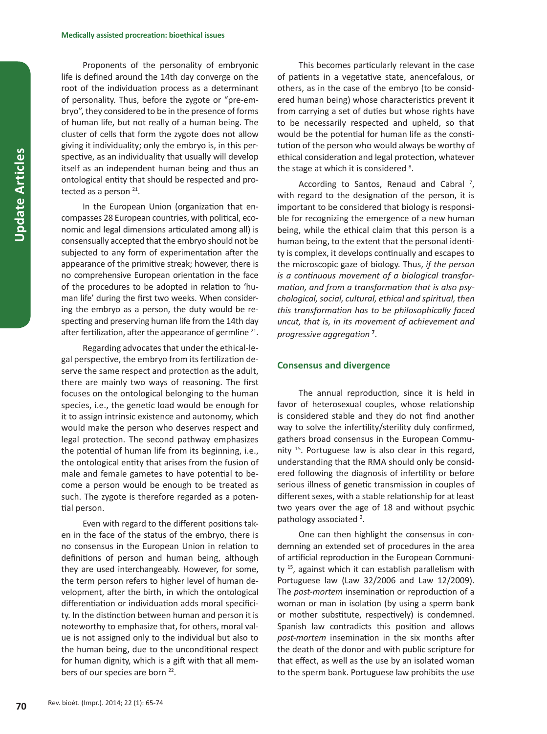Proponents of the personality of embryonic life is defined around the 14th day converge on the root of the individuation process as a determinant of personality. Thus, before the zygote or "pre-embryo", they considered to be in the presence of forms of human life, but not really of a human being. The cluster of cells that form the zygote does not allow giving it individuality; only the embryo is, in this perspective, as an individuality that usually will develop itself as an independent human being and thus an ontological entity that should be respected and protected as a person [21].

In the European Union (organization that encompasses 28 European countries, with political, economic and legal dimensions articulated among all) is consensually accepted that the embryo should not be subjected to any form of experimentation after the appearance of the primitive streak; however, there is no comprehensive European orientation in the face of the procedures to be adopted in relation to 'human life' during the first two weeks. When considering the embryo as a person, the duty would be respecting and preserving human life from the 14th day after fertilization, after the appearance of germline [21].

Regarding advocates that under the ethical-legal perspective, the embryo from its fertilization deserve the same respect and protection as the adult, there are mainly two ways of reasoning. The first focuses on the ontological belonging to the human species, i.e., the genetic load would be enough for it to assign intrinsic existence and autonomy, which would make the person who deserves respect and legal protection. The second pathway emphasizes the potential of human life from its beginning, i.e., the ontological entity that arises from the fusion of male and female gametes to have potential to become a person would be enough to be treated as such. The zygote is therefore regarded as a potential person.

Even with regard to the different positions taken in the face of the status of the embryo, there is no consensus in the European Union in relation to definitions of person and human being, although they are used interchangeably. However, for some, the term person refers to higher level of human development, after the birth, in which the ontological differentiation or individuation adds moral specificity. In the distinction between human and person it is noteworthy to emphasize that, for others, moral value is not assigned only to the individual but also to the human being, due to the unconditional respect for human dignity, which is a gift with that all members of our species are born [22].

This becomes particularly relevant in the case of patients in a vegetative state, anencefalous, or others, as in the case of the embryo (to be considered human being) whose characteristics prevent it from carrying a set of duties but whose rights have to be necessarily respected and upheld, so that would be the potential for human life as the constitution of the person who would always be worthy of ethical consideration and legal protection, whatever the stage at which it is considered [8].

According to Santos, Renaud and Cabral [7], with regard to the designation of the person, it is important to be considered that biology is responsible for recognizing the emergence of a new human being, while the ethical claim that this person is a human being, to the extent that the personal identity is complex, it develops continually and escapes to the microscopic gaze of biology. Thus, *if the person is a continuous movement of a biological transformation, and from a transformation that is also psychological, social, cultural, ethical and spiritual, then this transformation has to be philosophically faced uncut, that is, in its movement of achievement and progressive aggregation* [7].

## Consensus and divergence

The annual reproduction, since it is held in favor of heterosexual couples, whose relationship is considered stable and they do not find another way to solve the infertility/sterility duly confirmed, gathers broad consensus in the European Community [15]. Portuguese law is also clear in this regard, understanding that the RMA should only be considered following the diagnosis of infertility or before serious illness of genetic transmission in couples of different sexes, with a stable relationship for at least two years over the age of 18 and without psychic pathology associated [2].

One can then highlight the consensus in condemning an extended set of procedures in the area of artificial reproduction in the European Community [15], against which it can establish parallelism with Portuguese law (Law 32/2006 and Law 12/2009). The *post-mortem* insemination or reproduction of a woman or man in isolation (by using a sperm bank or mother substitute, respectively) is condemned. Spanish law contradicts this position and allows *post-mortem* insemination in the six months after the death of the donor and with public scripture for that effect, as well as the use by an isolated woman to the sperm bank. Portuguese law prohibits the use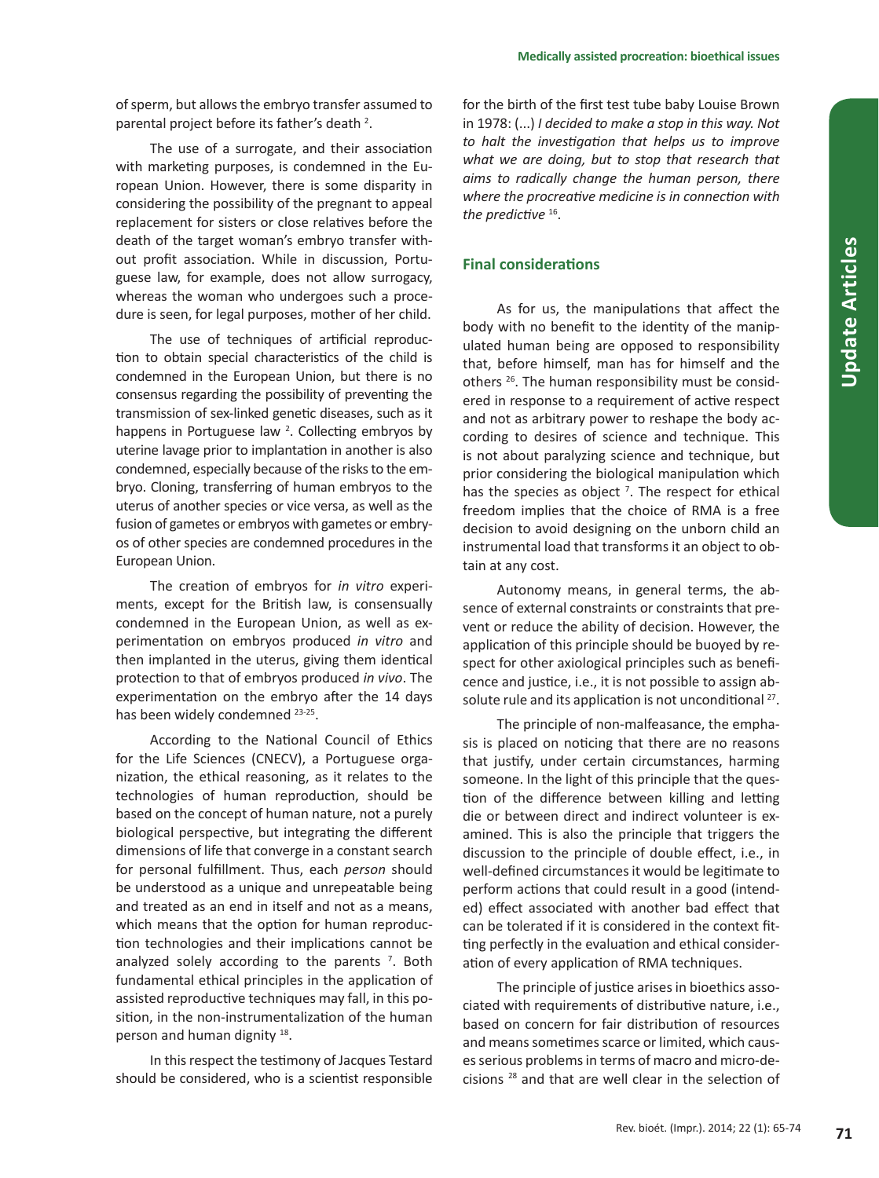of sperm, but allows the embryo transfer assumed to parental project before its father's death [2].

The use of a surrogate, and their association with marketing purposes, is condemned in the European Union. However, there is some disparity in considering the possibility of the pregnant to appeal replacement for sisters or close relatives before the death of the target woman's embryo transfer without profit association. While in discussion, Portuguese law, for example, does not allow surrogacy, whereas the woman who undergoes such a procedure is seen, for legal purposes, mother of her child.

The use of techniques of artificial reproduction to obtain special characteristics of the child is condemned in the European Union, but there is no consensus regarding the possibility of preventing the transmission of sex-linked genetic diseases, such as it happens in Portuguese law [2]. Collecting embryos by uterine lavage prior to implantation in another is also condemned, especially because of the risks to the embryo. Cloning, transferring of human embryos to the uterus of another species or vice versa, as well as the fusion of gametes or embryos with gametes or embryos of other species are condemned procedures in the European Union.

The creation of embryos for *in vitro* experiments, except for the British law, is consensually condemned in the European Union, as well as experimentation on embryos produced *in vitro* and then implanted in the uterus, giving them identical protection to that of embryos produced *in vivo*. The experimentation on the embryo after the 14 days has been widely condemned [23-25].

According to the National Council of Ethics for the Life Sciences (CNECV), a Portuguese organization, the ethical reasoning, as it relates to the technologies of human reproduction, should be based on the concept of human nature, not a purely biological perspective, but integrating the different dimensions of life that converge in a constant search for personal fulfillment. Thus, each *person* should be understood as a unique and unrepeatable being and treated as an end in itself and not as a means, which means that the option for human reproduction technologies and their implications cannot be analyzed solely according to the parents [7]. Both fundamental ethical principles in the application of assisted reproductive techniques may fall, in this position, in the non-instrumentalization of the human person and human dignity [18].

In this respect the testimony of Jacques Testard should be considered, who is a scientist responsible for the birth of the first test tube baby Louise Brown in 1978: (...) *I decided to make a stop in this way. Not to halt the investigation that helps us to improve what we are doing, but to stop that research that aims to radically change the human person, there where the procreative medicine is in connection with the predictive* [16].

## Final considerations

As for us, the manipulations that affect the body with no benefit to the identity of the manipulated human being are opposed to responsibility that, before himself, man has for himself and the others [26]. The human responsibility must be considered in response to a requirement of active respect and not as arbitrary power to reshape the body according to desires of science and technique. This is not about paralyzing science and technique, but prior considering the biological manipulation which has the species as object [7]. The respect for ethical freedom implies that the choice of RMA is a free decision to avoid designing on the unborn child an instrumental load that transforms it an object to obtain at any cost.

Autonomy means, in general terms, the absence of external constraints or constraints that prevent or reduce the ability of decision. However, the application of this principle should be buoyed by respect for other axiological principles such as beneficence and justice, i.e., it is not possible to assign absolute rule and its application is not unconditional [27].

The principle of non-malfeasance, the emphasis is placed on noticing that there are no reasons that justify, under certain circumstances, harming someone. In the light of this principle that the question of the difference between killing and letting die or between direct and indirect volunteer is examined. This is also the principle that triggers the discussion to the principle of double effect, i.e., in well-defined circumstances it would be legitimate to perform actions that could result in a good (intended) effect associated with another bad effect that can be tolerated if it is considered in the context fitting perfectly in the evaluation and ethical consideration of every application of RMA techniques.

The principle of justice arises in bioethics associated with requirements of distributive nature, i.e., based on concern for fair distribution of resources and means sometimes scarce or limited, which causes serious problems in terms of macro and micro-decisions [28] and that are well clear in the selection of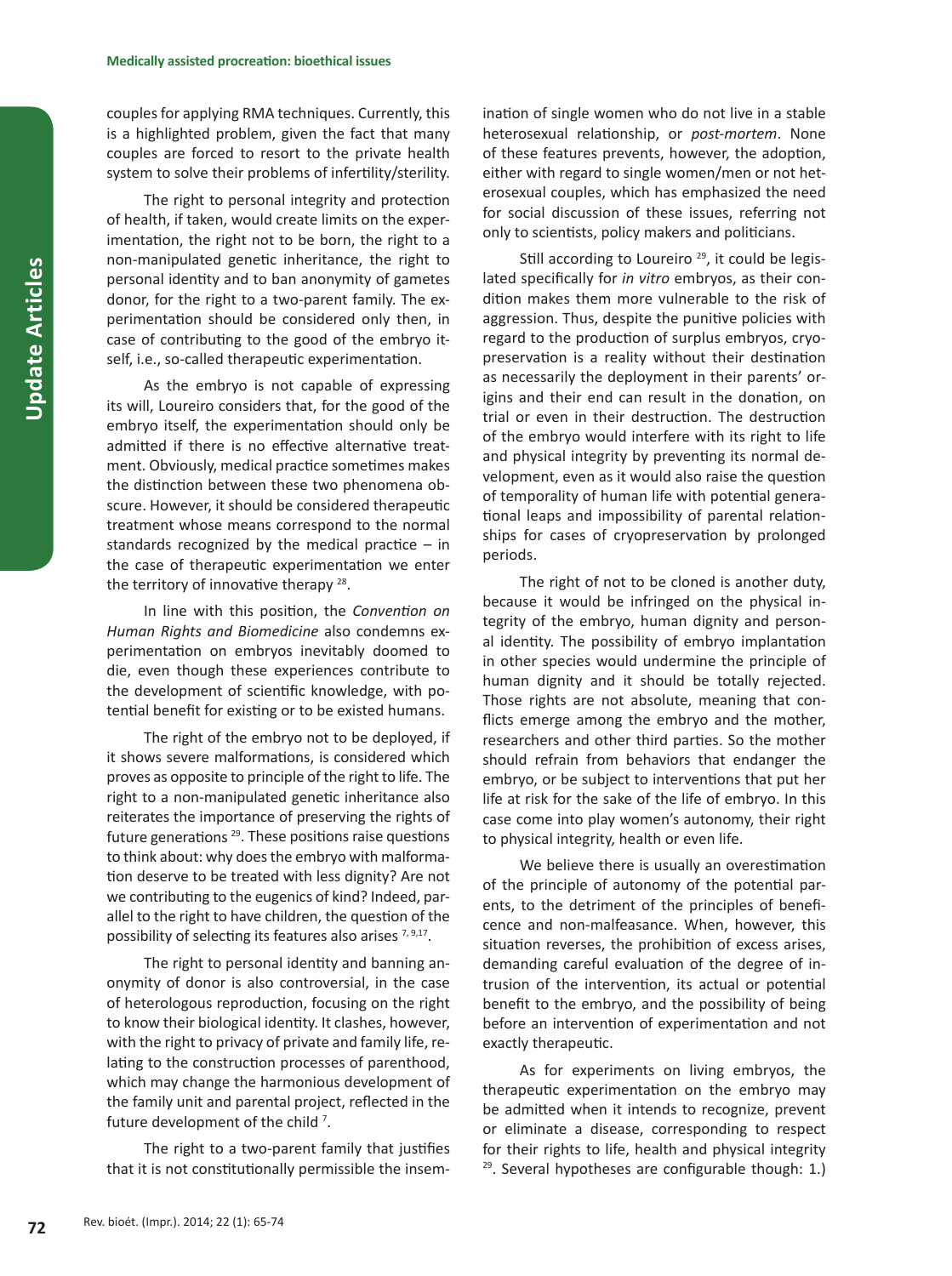couples for applying RMA techniques. Currently, this is a highlighted problem, given the fact that many couples are forced to resort to the private health system to solve their problems of infertility/sterility.

The right to personal integrity and protection of health, if taken, would create limits on the experimentation, the right not to be born, the right to a non-manipulated genetic inheritance, the right to personal identity and to ban anonymity of gametes donor, for the right to a two-parent family. The experimentation should be considered only then, in case of contributing to the good of the embryo itself, i.e., so-called therapeutic experimentation.

As the embryo is not capable of expressing its will, Loureiro considers that, for the good of the embryo itself, the experimentation should only be admitted if there is no effective alternative treatment. Obviously, medical practice sometimes makes the distinction between these two phenomena obscure. However, it should be considered therapeutic treatment whose means correspond to the normal standards recognized by the medical practice – in the case of therapeutic experimentation we enter the territory of innovative therapy [28].

In line with this position, the *Convention on Human Rights and Biomedicine* also condemns experimentation on embryos inevitably doomed to die, even though these experiences contribute to the development of scientific knowledge, with potential benefit for existing or to be existed humans.

The right of the embryo not to be deployed, if it shows severe malformations, is considered which proves as opposite to principle of the right to life. The right to a non-manipulated genetic inheritance also reiterates the importance of preserving the rights of future generations [29]. These positions raise questions to think about: why does the embryo with malformation deserve to be treated with less dignity? Are not we contributing to the eugenics of kind? Indeed, parallel to the right to have children, the question of the possibility of selecting its features also arises [7,9,17].

The right to personal identity and banning anonymity of donor is also controversial, in the case of heterologous reproduction, focusing on the right to know their biological identity. It clashes, however, with the right to privacy of private and family life, relating to the construction processes of parenthood, which may change the harmonious development of the family unit and parental project, reflected in the future development of the child [7].

The right to a two-parent family that justifies that it is not constitutionally permissible the insemination of single women who do not live in a stable heterosexual relationship, or *post-mortem*. None of these features prevents, however, the adoption, either with regard to single women/men or not heterosexual couples, which has emphasized the need for social discussion of these issues, referring not only to scientists, policy makers and politicians.

Still according to Loureiro [29], it could be legislated specifically for *in vitro* embryos, as their condition makes them more vulnerable to the risk of aggression. Thus, despite the punitive policies with regard to the production of surplus embryos, cryopreservation is a reality without their destination as necessarily the deployment in their parents' origins and their end can result in the donation, on trial or even in their destruction. The destruction of the embryo would interfere with its right to life and physical integrity by preventing its normal development, even as it would also raise the question of temporality of human life with potential generational leaps and impossibility of parental relationships for cases of cryopreservation by prolonged periods.

The right of not to be cloned is another duty, because it would be infringed on the physical integrity of the embryo, human dignity and personal identity. The possibility of embryo implantation in other species would undermine the principle of human dignity and it should be totally rejected. Those rights are not absolute, meaning that conflicts emerge among the embryo and the mother, researchers and other third parties. So the mother should refrain from behaviors that endanger the embryo, or be subject to interventions that put her life at risk for the sake of the life of embryo. In this case come into play women's autonomy, their right to physical integrity, health or even life.

We believe there is usually an overestimation of the principle of autonomy of the potential parents, to the detriment of the principles of beneficence and non-malfeasance. When, however, this situation reverses, the prohibition of excess arises, demanding careful evaluation of the degree of intrusion of the intervention, its actual or potential benefit to the embryo, and the possibility of being before an intervention of experimentation and not exactly therapeutic.

As for experiments on living embryos, the therapeutic experimentation on the embryo may be admitted when it intends to recognize, prevent or eliminate a disease, corresponding to respect for their rights to life, health and physical integrity [29]. Several hypotheses are configurable though: 1.)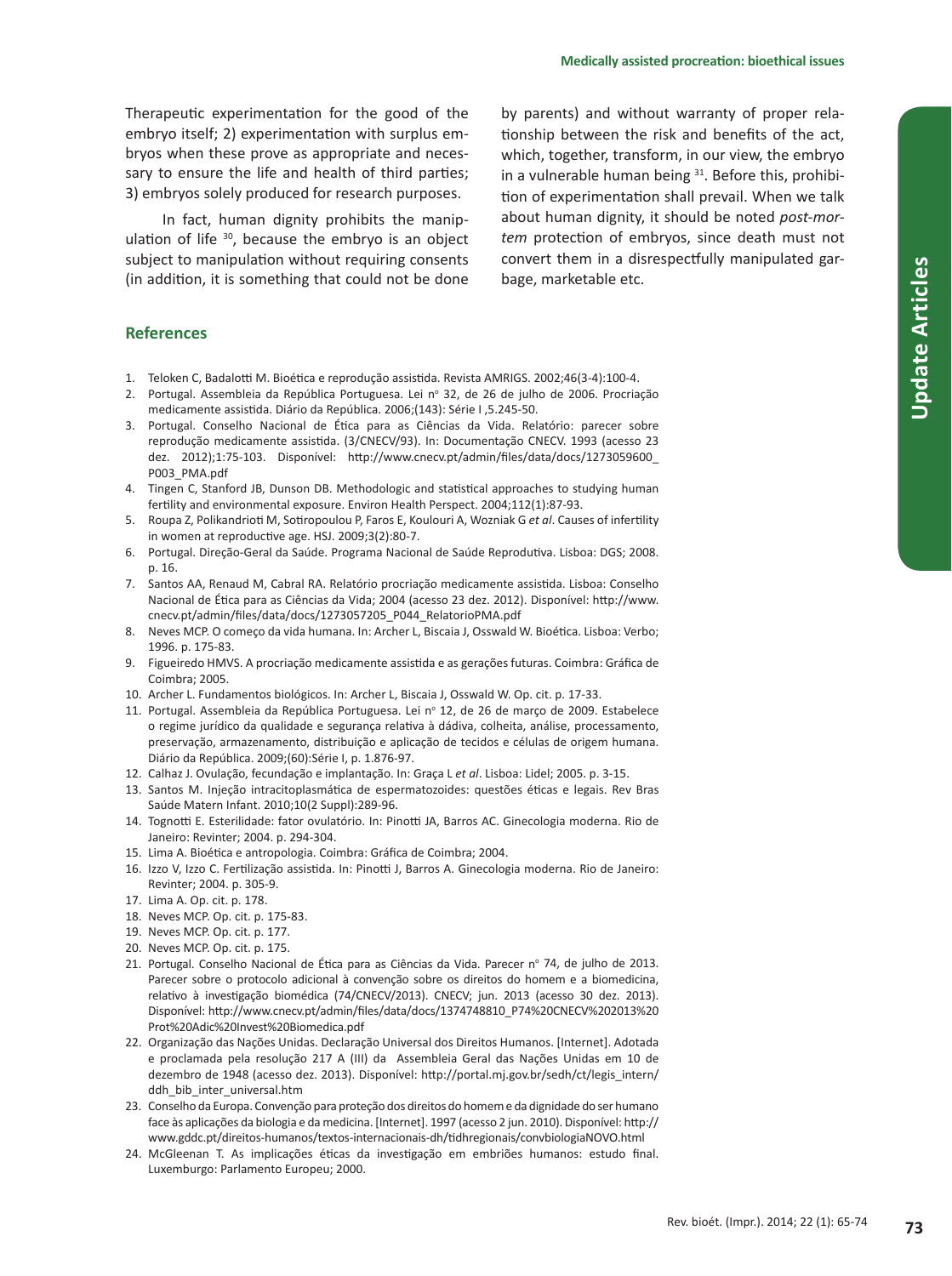Therapeutic experimentation for the good of the embryo itself; 2) experimentation with surplus embryos when these prove as appropriate and necessary to ensure the life and health of third parties; 3) embryos solely produced for research purposes.

In fact, human dignity prohibits the manipulation of life [30], because the embryo is an object subject to manipulation without requiring consents (in addition, it is something that could not be done by parents) and without warranty of proper relationship between the risk and benefits of the act, which, together, transform, in our view, the embryo in a vulnerable human being [31]. Before this, prohibition of experimentation shall prevail. When we talk about human dignity, it should be noted *post-mortem* protection of embryos, since death must not convert them in a disrespectfully manipulated garbage, marketable etc.

## References

1. Teloken C, Badalotti M. Bioética e reprodução assistida. Revista AMRIGS. 2002;46(3-4):100-4.
2. Portugal. Assembleia da República Portuguesa. Lei nº 32, de 26 de julho de 2006. Procriação medicamente assistida. Diário da República. 2006;(143): Série I ,5.245-50.
3. Portugal. Conselho Nacional de Ética para as Ciências da Vida. Relatório: parecer sobre reprodução medicamente assistida. (3/CNECV/93). In: Documentação CNECV. 1993 (acesso 23 dez. 2012);1:75-103. Disponível: http://www.cnecv.pt/admin/files/data/docs/1273059600_P003_PMA.pdf
4. Tingen C, Stanford JB, Dunson DB. Methodologic and statistical approaches to studying human fertility and environmental exposure. Environ Health Perspect. 2004;112(1):87-93.
5. Roupa Z, Polikandrioti M, Sotiropoulou P, Faros E, Koulouri A, Wozniak G *et al*. Causes of infertility in women at reproductive age. HSJ. 2009;3(2):80-7.
6. Portugal. Direção-Geral da Saúde. Programa Nacional de Saúde Reprodutiva. Lisboa: DGS; 2008. p. 16.
7. Santos AA, Renaud M, Cabral RA. Relatório procriação medicamente assistida. Lisboa: Conselho Nacional de Ética para as Ciências da Vida; 2004 (acesso 23 dez. 2012). Disponível: http://www.cnecv.pt/admin/files/data/docs/1273057205_P044_RelatorioPMA.pdf
8. Neves MCP. O começo da vida humana. In: Archer L, Biscaia J, Osswald W. Bioética. Lisboa: Verbo; 1996. p. 175-83.
9. Figueiredo HMVS. A procriação medicamente assistida e as gerações futuras. Coimbra: Gráfica de Coimbra; 2005.
10. Archer L. Fundamentos biológicos. In: Archer L, Biscaia J, Osswald W. Op. cit. p. 17-33.
11. Portugal. Assembleia da República Portuguesa. Lei nº 12, de 26 de março de 2009. Estabelece o regime jurídico da qualidade e segurança relativa à dádiva, colheita, análise, processamento, preservação, armazenamento, distribuição e aplicação de tecidos e células de origem humana. Diário da República. 2009;(60):Série I, p. 1.876-97.
12. Calhaz J. Ovulação, fecundação e implantação. In: Graça L *et al*. Lisboa: Lidel; 2005. p. 3-15.
13. Santos M. Injeção intracitoplasmática de espermatozoides: questões éticas e legais. Rev Bras Saúde Matern Infant. 2010;10(2 Suppl):289-96.
14. Tognotti E. Esterilidade: fator ovulatório. In: Pinotti JA, Barros AC. Ginecologia moderna. Rio de Janeiro: Revinter; 2004. p. 294-304.
15. Lima A. Bioética e antropologia. Coimbra: Gráfica de Coimbra; 2004.
16. Izzo V, Izzo C. Fertilização assistida. In: Pinotti J, Barros A. Ginecologia moderna. Rio de Janeiro: Revinter; 2004. p. 305-9.
17. Lima A. Op. cit. p. 178.
18. Neves MCP. Op. cit. p. 175-83.
19. Neves MCP. Op. cit. p. 177.
20. Neves MCP. Op. cit. p. 175.
21. Portugal. Conselho Nacional de Ética para as Ciências da Vida. Parecer nº 74, de julho de 2013. Parecer sobre o protocolo adicional à convenção sobre os direitos do homem e a biomedicina, relativo à investigação biomédica (74/CNECV/2013). CNECV; jun. 2013 (acesso 30 dez. 2013). Disponível: http://www.cnecv.pt/admin/files/data/docs/1374748810_P74%20CNECV%202013%20Prot%20Adic%20Invest%20Biomedica.pdf
22. Organização das Nações Unidas. Declaração Universal dos Direitos Humanos. [Internet]. Adotada e proclamada pela resolução 217 A (III) da Assembleia Geral das Nações Unidas em 10 de dezembro de 1948 (acesso dez. 2013). Disponível: http://portal.mj.gov.br/sedh/ct/legis_intern/ddh_bib_inter_universal.htm
23. Conselho da Europa. Convenção para proteção dos direitos do homem e da dignidade do ser humano face às aplicações da biologia e da medicina. [Internet]. 1997 (acesso 2 jun. 2010). Disponível: http://www.gddc.pt/direitos-humanos/textos-internacionais-dh/tidhregionais/convbiologiaNOVO.html
24. McGleenan T. As implicações éticas da investigação em embriões humanos: estudo final. Luxemburgo: Parlamento Europeu; 2000.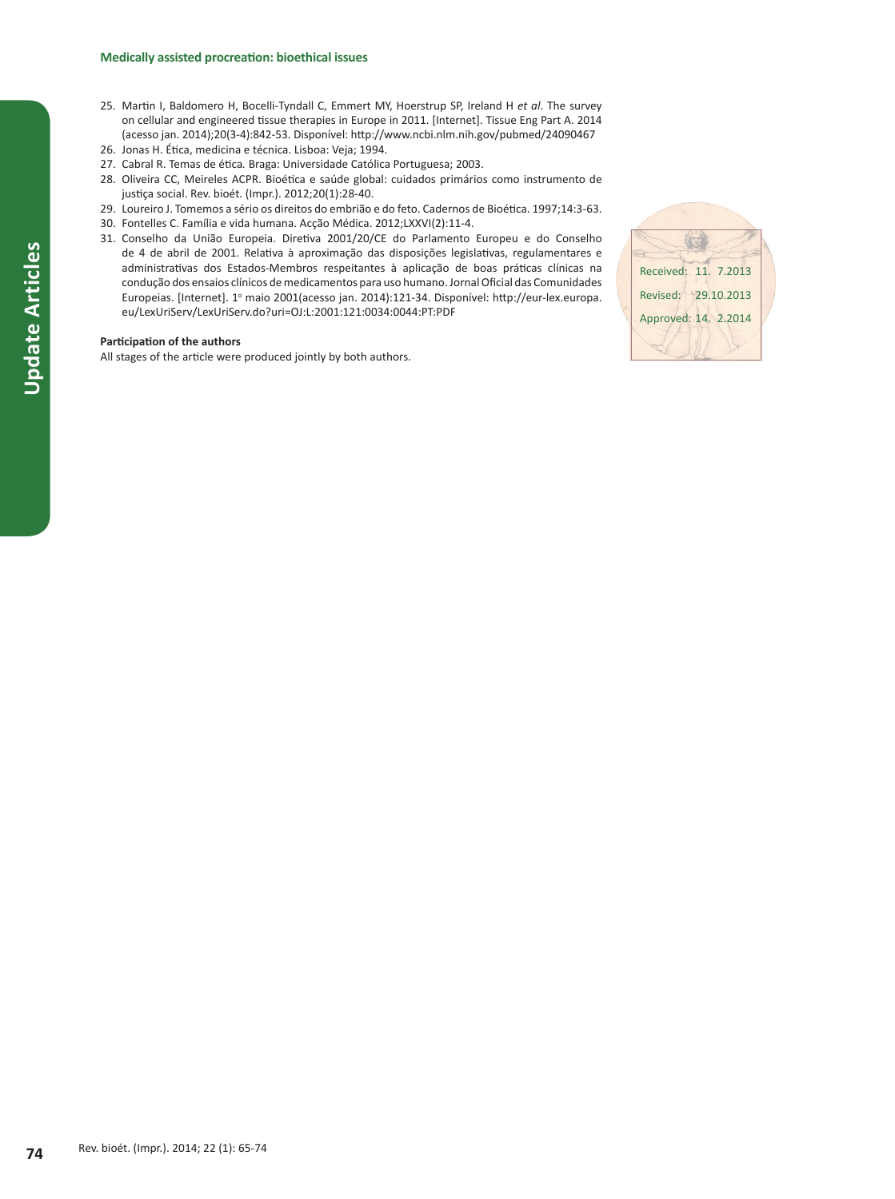25. Martin I, Baldomero H, Bocelli-Tyndall C, Emmert MY, Hoerstrup SP, Ireland H *et al*. The survey on cellular and engineered tissue therapies in Europe in 2011. [Internet]. Tissue Eng Part A. 2014 (acesso jan. 2014);20(3-4):842-53. Disponível: http://www.ncbi.nlm.nih.gov/pubmed/24090467
26. Jonas H. Ética, medicina e técnica. Lisboa: Veja; 1994.
27. Cabral R. Temas de ética. Braga: Universidade Católica Portuguesa; 2003.
28. Oliveira CC, Meireles ACPR. Bioética e saúde global: cuidados primários como instrumento de justiça social. Rev. bioét. (Impr.). 2012;20(1):28-40.
29. Loureiro J. Tomemos a sério os direitos do embrião e do feto. Cadernos de Bioética. 1997;14:3-63.
30. Fontelles C. Família e vida humana. Acção Médica. 2012;LXXVI(2):11-4.
31. Conselho da União Europeia. Diretiva 2001/20/CE do Parlamento Europeu e do Conselho de 4 de abril de 2001. Relativa à aproximação das disposições legislativas, regulamentares e administrativas dos Estados-Membros respeitantes à aplicação de boas práticas clínicas na condução dos ensaios clínicos de medicamentos para uso humano. Jornal Oficial das Comunidades Europeias. [Internet]. 1º maio 2001(acesso jan. 2014):121-34. Disponível: http://eur-lex.europa.eu/LexUriServ/LexUriServ.do?uri=OJ:L:2001:121:0034:0044:PT:PDF

**Participation of the authors**

All stages of the article were produced jointly by both authors.

Received: 11. 7.2013

Revised: 29.10.2013

Approved: 14. 2.2014